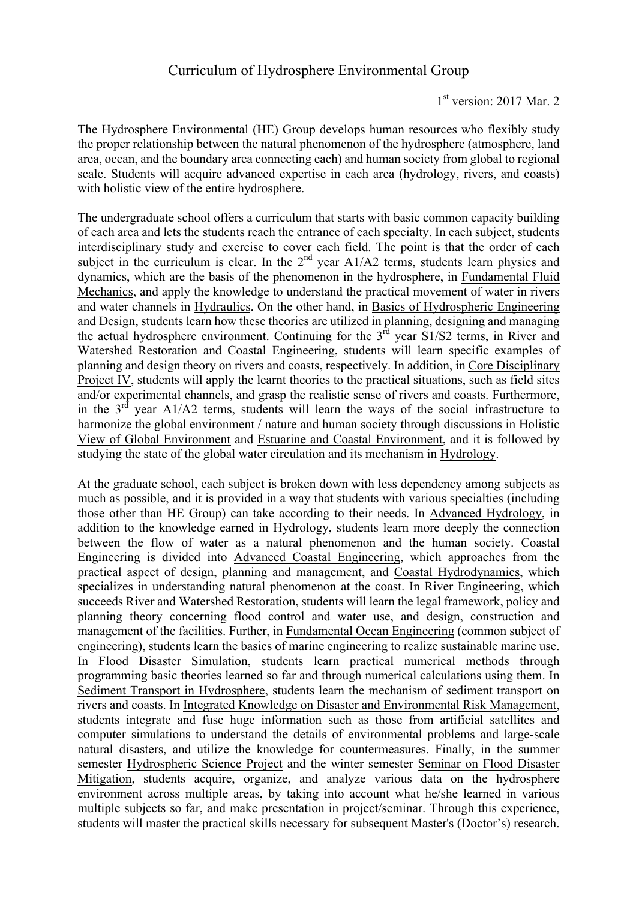# Curriculum of Hydrosphere Environmental Group

1st version: 2017 Mar. 2

The Hydrosphere Environmental (HE) Group develops human resources who flexibly study the proper relationship between the natural phenomenon of the hydrosphere (atmosphere, land area, ocean, and the boundary area connecting each) and human society from global to regional scale. Students will acquire advanced expertise in each area (hydrology, rivers, and coasts) with holistic view of the entire hydrosphere.

The undergraduate school offers a curriculum that starts with basic common capacity building of each area and lets the students reach the entrance of each specialty. In each subject, students interdisciplinary study and exercise to cover each field. The point is that the order of each subject in the curriculum is clear. In the 2nd year A1/A2 terms, students learn physics and dynamics, which are the basis of the phenomenon in the hydrosphere, in Fundamental Fluid Mechanics, and apply the knowledge to understand the practical movement of water in rivers and water channels in Hydraulics. On the other hand, in Basics of Hydrospheric Engineering and Design, students learn how these theories are utilized in planning, designing and managing the actual hydrosphere environment. Continuing for the 3rd year S1/S2 terms, in River and Watershed Restoration and Coastal Engineering, students will learn specific examples of planning and design theory on rivers and coasts, respectively. In addition, in Core Disciplinary Project IV, students will apply the learnt theories to the practical situations, such as field sites and/or experimental channels, and grasp the realistic sense of rivers and coasts. Furthermore, in the 3rd year A1/A2 terms, students will learn the ways of the social infrastructure to harmonize the global environment / nature and human society through discussions in Holistic View of Global Environment and Estuarine and Coastal Environment, and it is followed by studying the state of the global water circulation and its mechanism in Hydrology.

At the graduate school, each subject is broken down with less dependency among subjects as much as possible, and it is provided in a way that students with various specialties (including those other than HE Group) can take according to their needs. In Advanced Hydrology, in addition to the knowledge earned in Hydrology, students learn more deeply the connection between the flow of water as a natural phenomenon and the human society. Coastal Engineering is divided into Advanced Coastal Engineering, which approaches from the practical aspect of design, planning and management, and Coastal Hydrodynamics, which specializes in understanding natural phenomenon at the coast. In River Engineering, which succeeds River and Watershed Restoration, students will learn the legal framework, policy and planning theory concerning flood control and water use, and design, construction and management of the facilities. Further, in Fundamental Ocean Engineering (common subject of engineering), students learn the basics of marine engineering to realize sustainable marine use. In Flood Disaster Simulation, students learn practical numerical methods through programming basic theories learned so far and through numerical calculations using them. In Sediment Transport in Hydrosphere, students learn the mechanism of sediment transport on rivers and coasts. In Integrated Knowledge on Disaster and Environmental Risk Management, students integrate and fuse huge information such as those from artificial satellites and computer simulations to understand the details of environmental problems and large-scale natural disasters, and utilize the knowledge for countermeasures. Finally, in the summer semester Hydrospheric Science Project and the winter semester Seminar on Flood Disaster Mitigation, students acquire, organize, and analyze various data on the hydrosphere environment across multiple areas, by taking into account what he/she learned in various multiple subjects so far, and make presentation in project/seminar. Through this experience, students will master the practical skills necessary for subsequent Master's (Doctor's) research.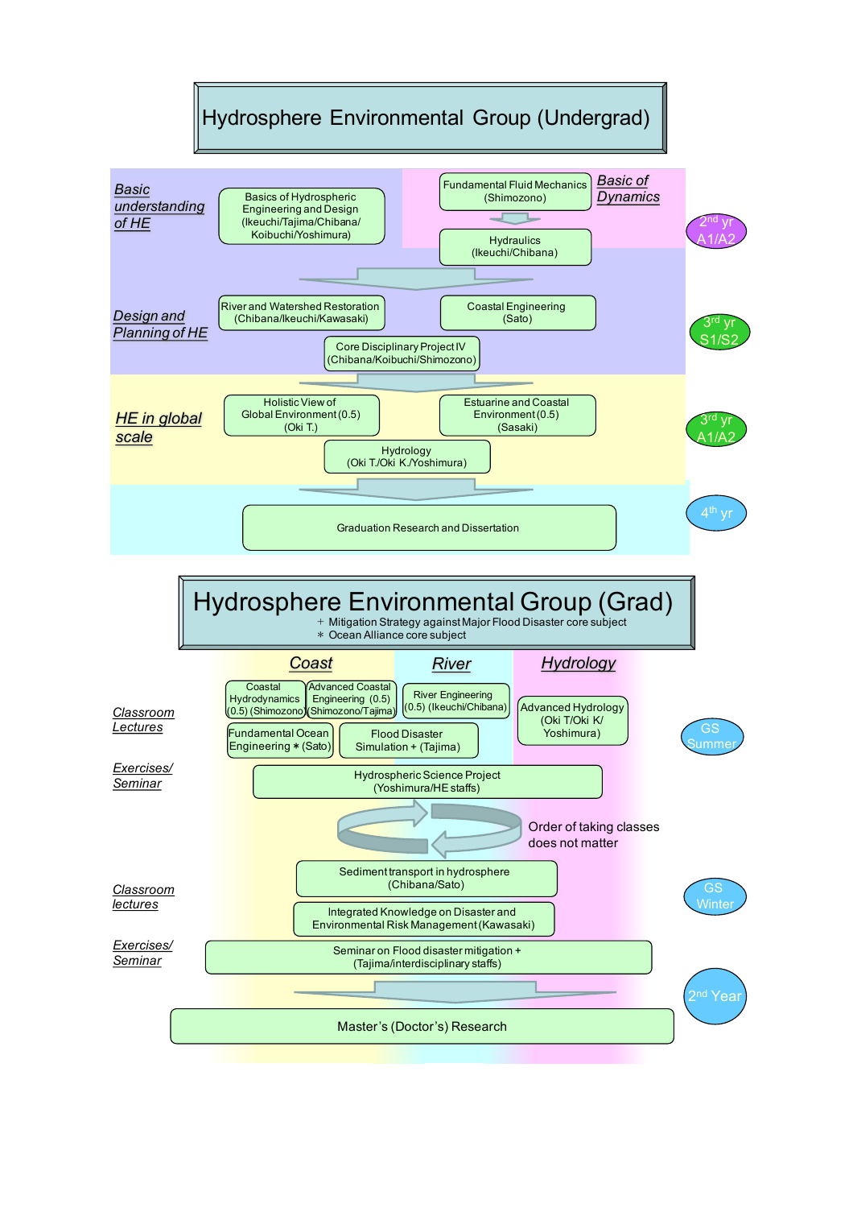# Hydrosphere Environmental Group (Undergrad)

**Basic understanding of HE**

- Basics of Hydrospheric Engineering and Design (Ikeuchi/Tajima/Chibana/ Koibuchi/Yoshimura)

**Basic of Dynamics**

- Fundamental Fluid Mechanics (Shimozono)
- Hydraulics (Ikeuchi/Chibana)

2nd yr A1/A2

**Design and Planning of HE**

- River and Watershed Restoration (Chibana/Ikeuchi/Kawasaki)
- Coastal Engineering (Sato)
- Core Disciplinary Project IV (Chibana/Koibuchi/Shimozono)

3rd yr S1/S2

**HE in global scale**

- Holistic View of Global Environment (0.5) (Oki T.)
- Estuarine and Coastal Environment (0.5) (Sasaki)
- Hydrology (Oki T./Oki K./Yoshimura)

3rd yr A1/A2

- Graduation Research and Dissertation

4th yr

# Hydrosphere Environmental Group (Grad)

+ Mitigation Strategy against Major Flood Disaster core subject
∗ Ocean Alliance core subject

**Coast** | **River** | **Hydrology**

GS Summer

**Classroom Lectures**

- Coastal Hydrodynamics (0.5) (Shimozono)
- Advanced Coastal Engineering (0.5) (Shimozono/Tajima)
- River Engineering (0.5) (Ikeuchi/Chibana)
- Advanced Hydrology (Oki T/Oki K/ Yoshimura)
- Fundamental Ocean Engineering ∗ (Sato)
- Flood Disaster Simulation + (Tajima)

**Exercises/ Seminar**

- Hydrospheric Science Project (Yoshimura/HE staffs)

Order of taking classes does not matter

GS Winter

**Classroom lectures**

- Sediment transport in hydrosphere (Chibana/Sato)
- Integrated Knowledge on Disaster and Environmental Risk Management (Kawasaki)

**Exercises/ Seminar**

- Seminar on Flood disaster mitigation + (Tajima/interdisciplinary staffs)

2nd Year

- Master's (Doctor's) Research